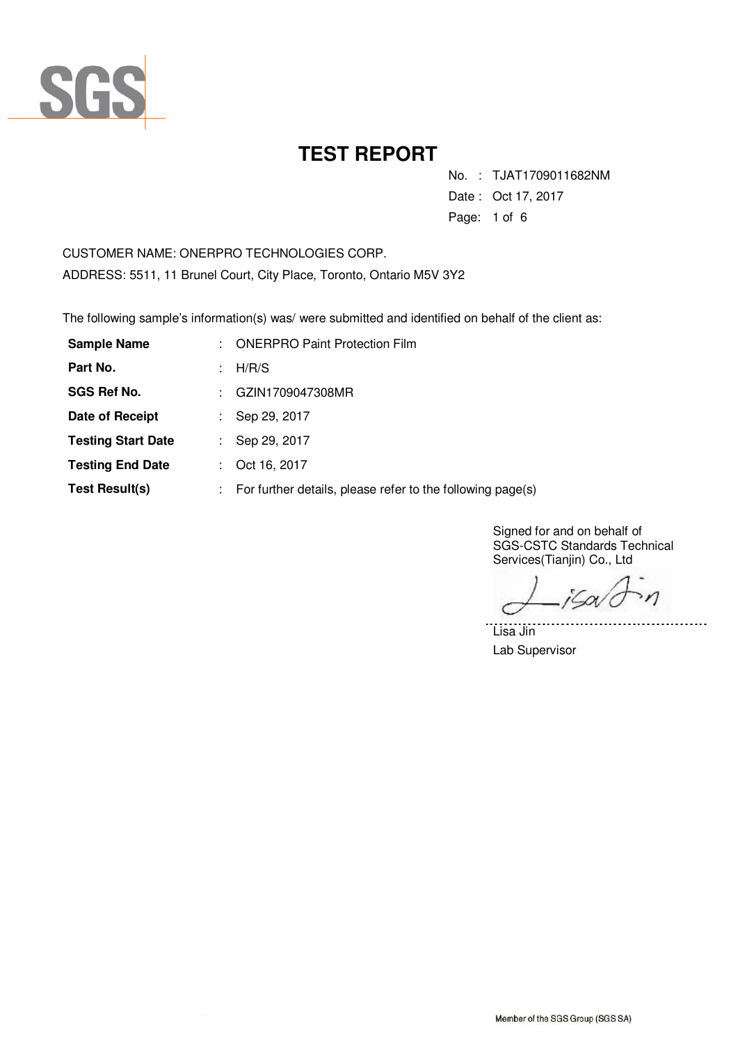SGS

# TEST REPORT

No. : TJAT1709011682NM

Date : Oct 17, 2017

CUSTOMER NAME: ONERPRO TECHNOLOGIES CORP.

ADDRESS: 5511, 11 Brunel Court, City Place, Toronto, Ontario M5V 3Y2

The following sample's information(s) was/ were submitted and identified on behalf of the client as:

| | | |
|---|---|---|
| **Sample Name** | : | ONERPRO Paint Protection Film |
| **Part No.** | : | H/R/S |
| **SGS Ref No.** | : | GZIN1709047308MR |
| **Date of Receipt** | : | Sep 29, 2017 |
| **Testing Start Date** | : | Sep 29, 2017 |
| **Testing End Date** | : | Oct 16, 2017 |
| **Test Result(s)** | : | For further details, please refer to the following page(s) |

Signed for and on behalf of
SGS-CSTC Standards Technical Services(Tianjin) Co., Ltd

Lisa Jin
Lab Supervisor

Member of the SGS Group (SGS SA)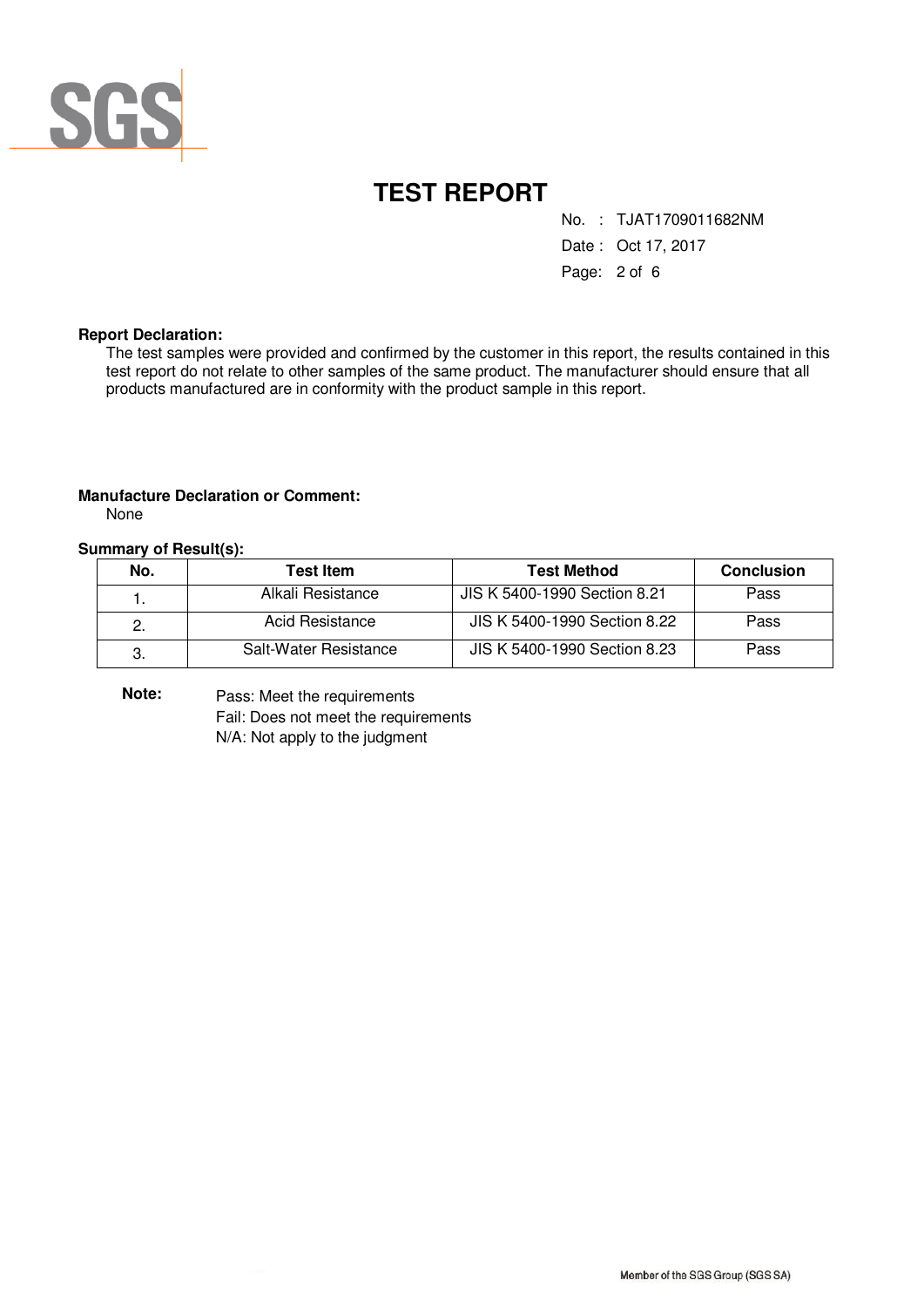# TEST REPORT

No. : TJAT1709011682NM

Date : Oct 17, 2017

**Report Declaration:**

The test samples were provided and confirmed by the customer in this report, the results contained in this test report do not relate to other samples of the same product. The manufacturer should ensure that all products manufactured are in conformity with the product sample in this report.

**Manufacture Declaration or Comment:**

None

**Summary of Result(s):**

| No. | Test Item | Test Method | Conclusion |
|---|---|---|---|
| 1. | Alkali Resistance | JIS K 5400-1990 Section 8.21 | Pass |
| 2. | Acid Resistance | JIS K 5400-1990 Section 8.22 | Pass |
| 3. | Salt-Water Resistance | JIS K 5400-1990 Section 8.23 | Pass |

**Note:**

Pass: Meet the requirements

Fail: Does not meet the requirements

N/A: Not apply to the judgment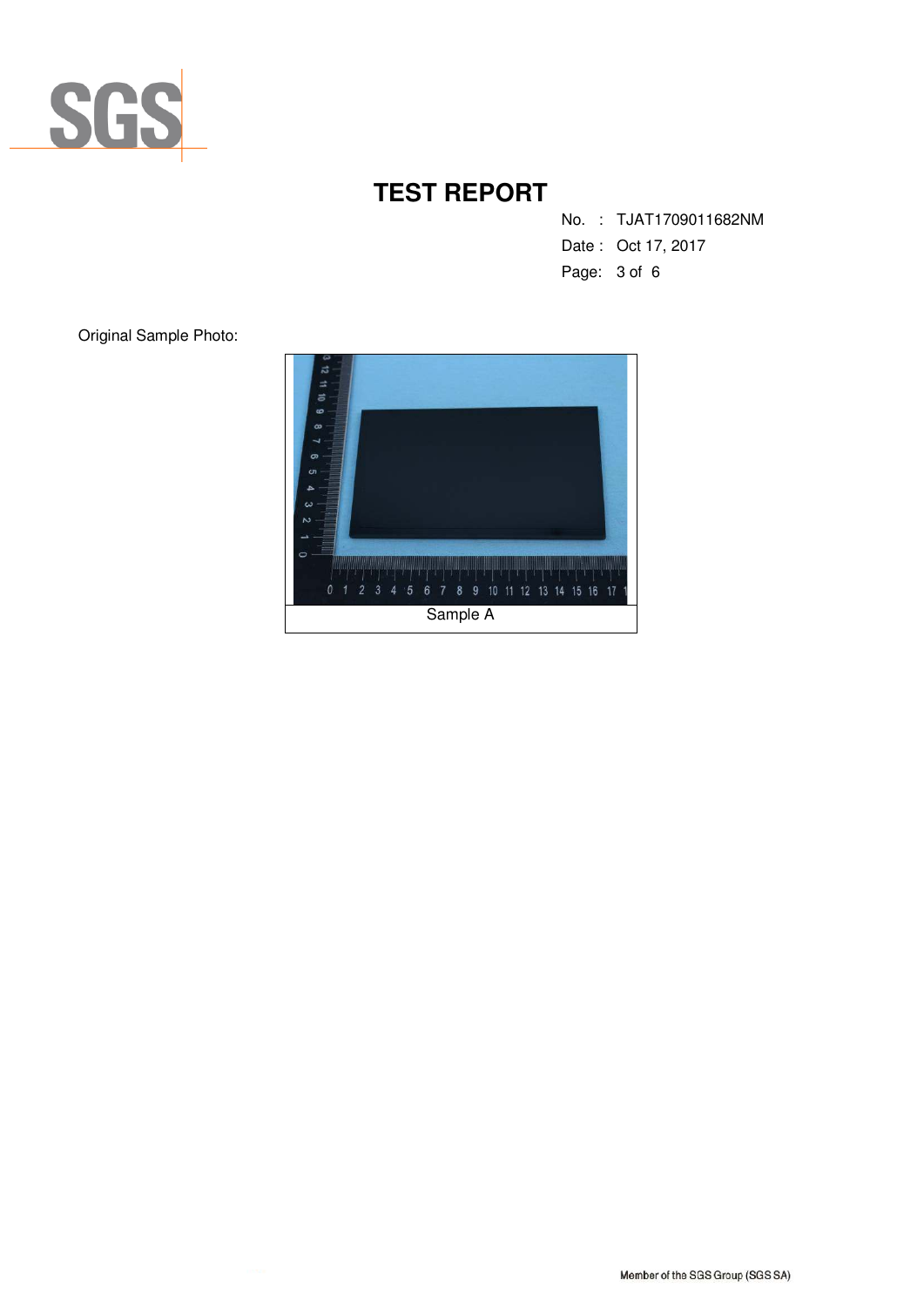# TEST REPORT

No. : TJAT1709011682NM

Date : Oct 17, 2017

Original Sample Photo:

Sample A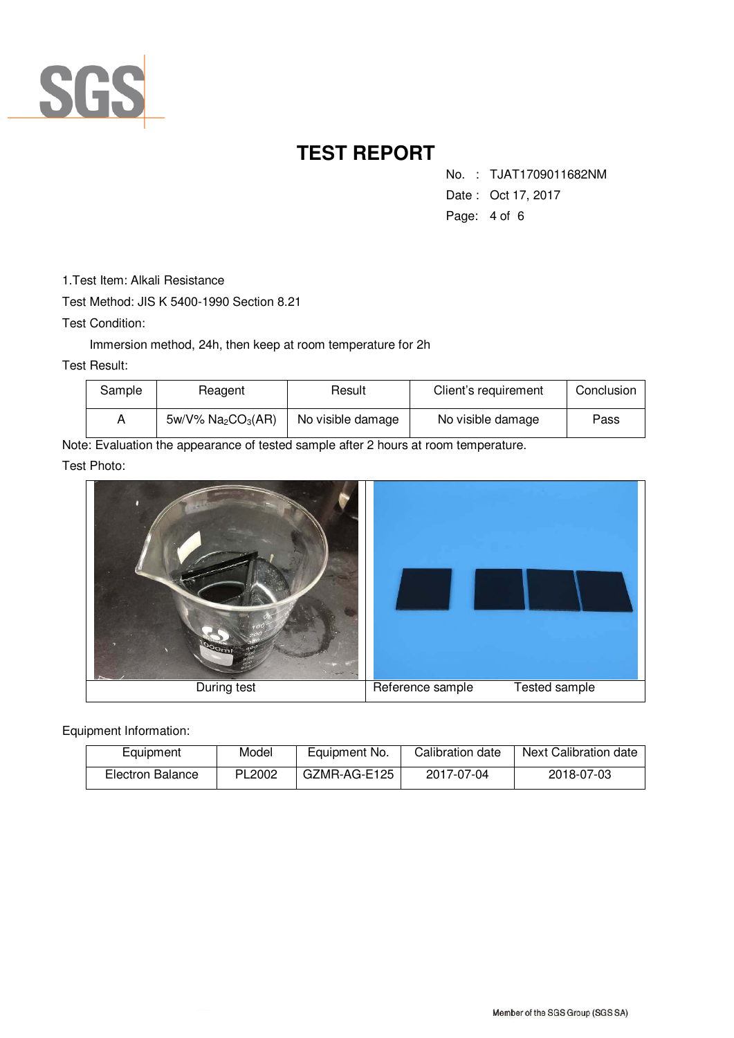# TEST REPORT

No. : TJAT1709011682NM

Date : Oct 17, 2017

1.Test Item: Alkali Resistance

Test Method: JIS K 5400-1990 Section 8.21

Test Condition:

Immersion method, 24h, then keep at room temperature for 2h

Test Result:

| Sample | Reagent | Result | Client's requirement | Conclusion |
|---|---|---|---|---|
| A | 5w/V% $Na_2CO_3$(AR) | No visible damage | No visible damage | Pass |

Note: Evaluation the appearance of tested sample after 2 hours at room temperature.

Test Photo:

| During test | Reference sample Tested sample |
|---|---|

Equipment Information:

| Equipment | Model | Equipment No. | Calibration date | Next Calibration date |
|---|---|---|---|---|
| Electron Balance | PL2002 | GZMR-AG-E125 | 2017-07-04 | 2018-07-03 |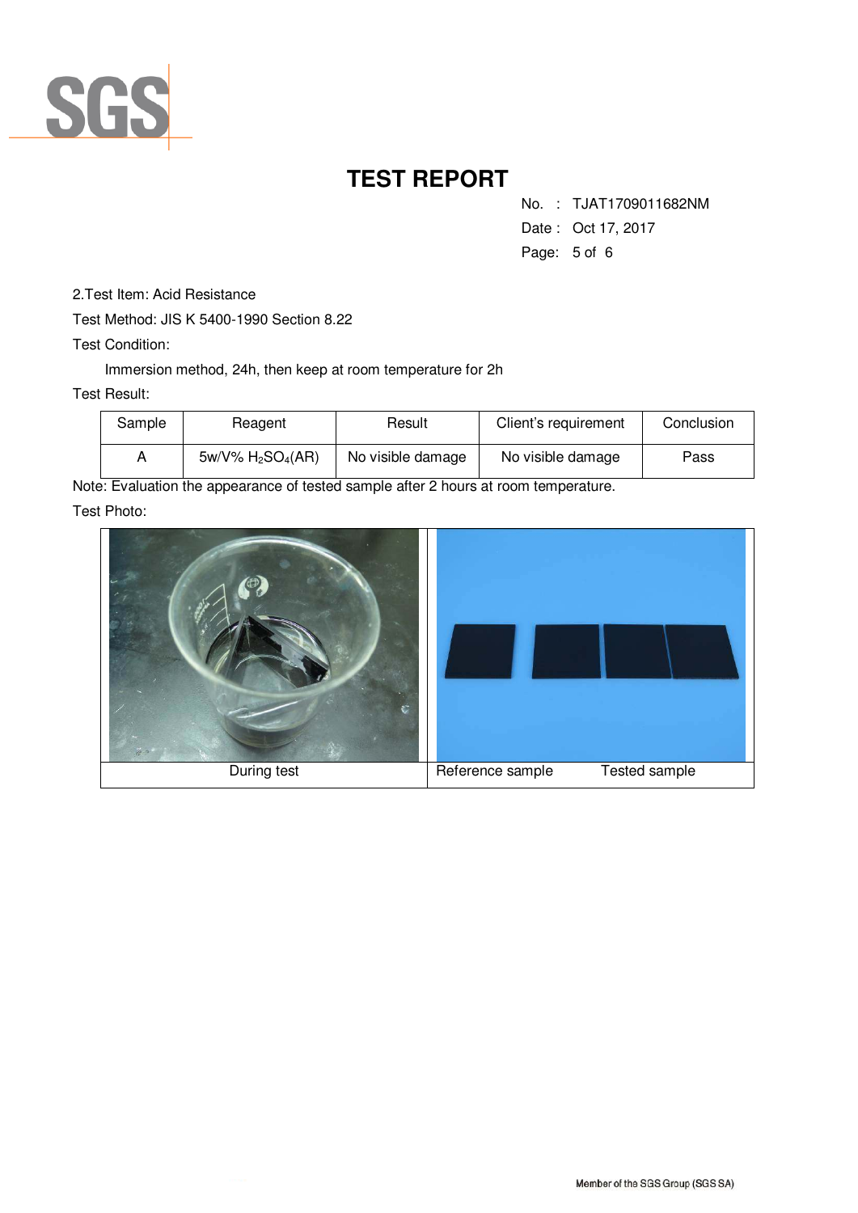# TEST REPORT

No. : TJAT1709011682NM
Date : Oct 17, 2017

2.Test Item: Acid Resistance

Test Method: JIS K 5400-1990 Section 8.22

Test Condition:

Immersion method, 24h, then keep at room temperature for 2h

Test Result:

| Sample | Reagent | Result | Client's requirement | Conclusion |
|---|---|---|---|---|
| A | 5w/V% $H_2SO_4$(AR) | No visible damage | No visible damage | Pass |

Note: Evaluation the appearance of tested sample after 2 hours at room temperature.

Test Photo:

| During test | Reference sample Tested sample |
|---|---|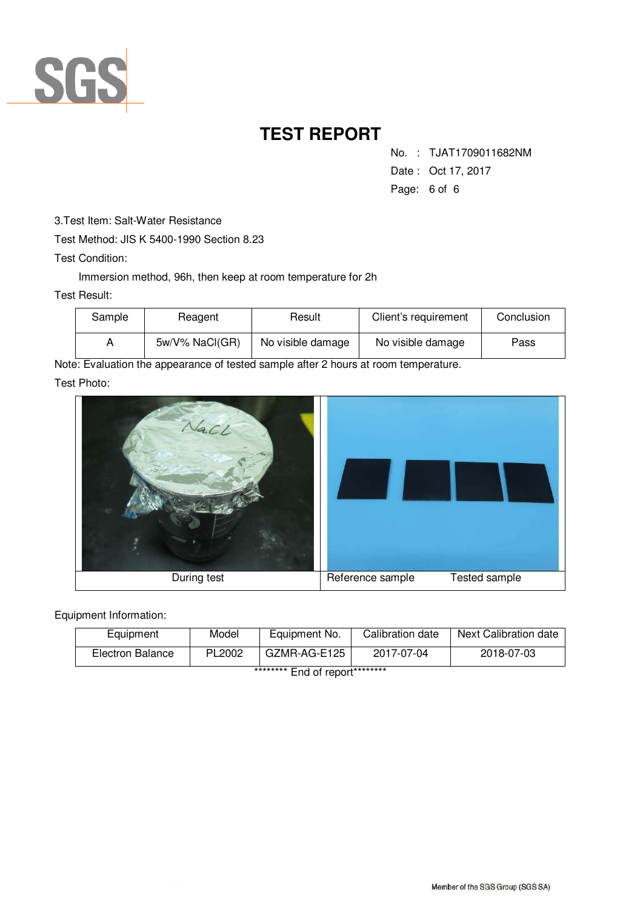# TEST REPORT

No. : TJAT1709011682NM
Date : Oct 17, 2017

3.Test Item: Salt-Water Resistance

Test Method: JIS K 5400-1990 Section 8.23

Test Condition:

Immersion method, 96h, then keep at room temperature for 2h

Test Result:

| Sample | Reagent | Result | Client's requirement | Conclusion |
|---|---|---|---|---|
| A | 5w/V% NaCl(GR) | No visible damage | No visible damage | Pass |

Note: Evaluation the appearance of tested sample after 2 hours at room temperature.

Test Photo:

| During test | Reference sample | Tested sample |
|---|---|---|

Equipment Information:

| Equipment | Model | Equipment No. | Calibration date | Next Calibration date |
|---|---|---|---|---|
| Electron Balance | PL2002 | GZMR-AG-E125 | 2017-07-04 | 2018-07-03 |

******** End of report********